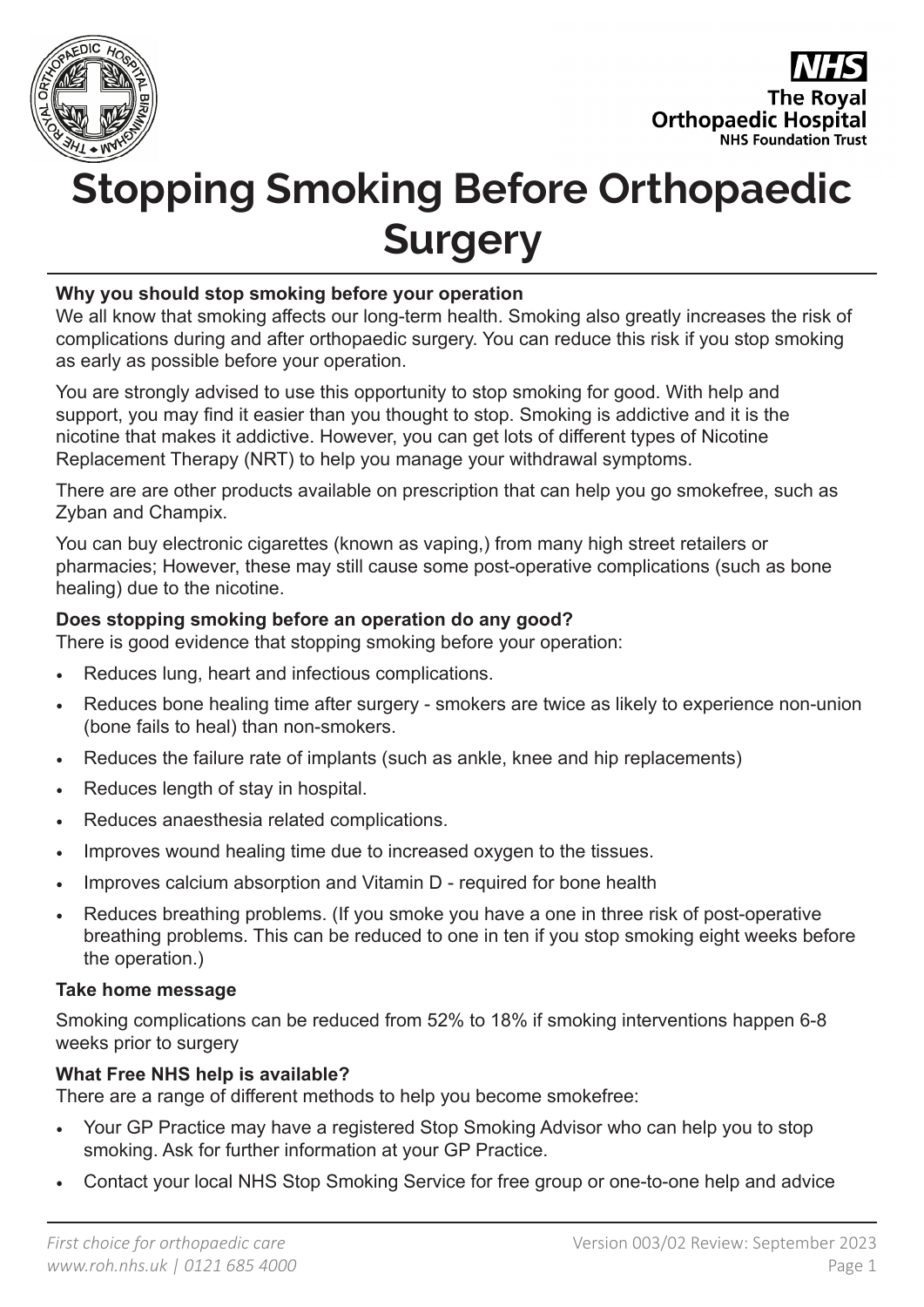# Stopping Smoking Before Orthopaedic Surgery

**Why you should stop smoking before your operation**

We all know that smoking affects our long-term health. Smoking also greatly increases the risk of complications during and after orthopaedic surgery. You can reduce this risk if you stop smoking as early as possible before your operation.

You are strongly advised to use this opportunity to stop smoking for good. With help and support, you may find it easier than you thought to stop. Smoking is addictive and it is the nicotine that makes it addictive. However, you can get lots of different types of Nicotine Replacement Therapy (NRT) to help you manage your withdrawal symptoms.

There are are other products available on prescription that can help you go smokefree, such as Zyban and Champix.

You can buy electronic cigarettes (known as vaping,) from many high street retailers or pharmacies; However, these may still cause some post-operative complications (such as bone healing) due to the nicotine.

**Does stopping smoking before an operation do any good?**

There is good evidence that stopping smoking before your operation:

- Reduces lung, heart and infectious complications.
- Reduces bone healing time after surgery - smokers are twice as likely to experience non-union (bone fails to heal) than non-smokers.
- Reduces the failure rate of implants (such as ankle, knee and hip replacements)
- Reduces length of stay in hospital.
- Reduces anaesthesia related complications.
- Improves wound healing time due to increased oxygen to the tissues.
- Improves calcium absorption and Vitamin D - required for bone health
- Reduces breathing problems. (If you smoke you have a one in three risk of post-operative breathing problems. This can be reduced to one in ten if you stop smoking eight weeks before the operation.)

**Take home message**

Smoking complications can be reduced from 52% to 18% if smoking interventions happen 6-8 weeks prior to surgery

**What Free NHS help is available?**

There are a range of different methods to help you become smokefree:

- Your GP Practice may have a registered Stop Smoking Advisor who can help you to stop smoking. Ask for further information at your GP Practice.
- Contact your local NHS Stop Smoking Service for free group or one-to-one help and advice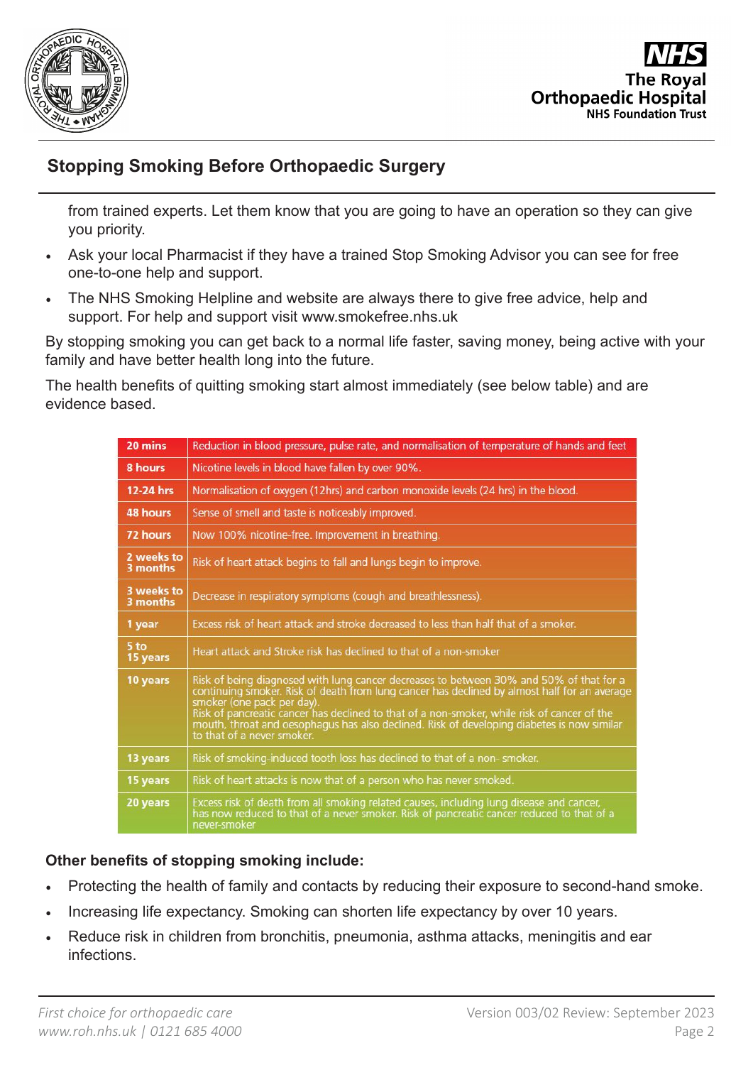from trained experts. Let them know that you are going to have an operation so they can give you priority.

- Ask your local Pharmacist if they have a trained Stop Smoking Advisor you can see for free one-to-one help and support.
- The NHS Smoking Helpline and website are always there to give free advice, help and support. For help and support visit www.smokefree.nhs.uk

By stopping smoking you can get back to a normal life faster, saving money, being active with your family and have better health long into the future.

The health benefits of quitting smoking start almost immediately (see below table) and are evidence based.

| | |
|---|---|
| **20 mins** | Reduction in blood pressure, pulse rate, and normalisation of temperature of hands and feet |
| **8 hours** | Nicotine levels in blood have fallen by over 90%. |
| **12-24 hrs** | Normalisation of oxygen (12hrs) and carbon monoxide levels (24 hrs) in the blood. |
| **48 hours** | Sense of smell and taste is noticeably improved. |
| **72 hours** | Now 100% nicotine-free. Improvement in breathing. |
| **2 weeks to 3 months** | Risk of heart attack begins to fall and lungs begin to improve. |
| **3 weeks to 3 months** | Decrease in respiratory symptoms (cough and breathlessness). |
| **1 year** | Excess risk of heart attack and stroke decreased to less than half that of a smoker. |
| **5 to 15 years** | Heart attack and Stroke risk has declined to that of a non-smoker |
| **10 years** | Risk of being diagnosed with lung cancer decreases to between 30% and 50% of that for a continuing smoker. Risk of death from lung cancer has declined by almost half for an average smoker (one pack per day). Risk of pancreatic cancer has declined to that of a non-smoker, while risk of cancer of the mouth, throat and oesophagus has also declined. Risk of developing diabetes is now similar to that of a never smoker. |
| **13 years** | Risk of smoking-induced tooth loss has declined to that of a non- smoker. |
| **15 years** | Risk of heart attacks is now that of a person who has never smoked. |
| **20 years** | Excess risk of death from all smoking related causes, including lung disease and cancer, has now reduced to that of a never smoker. Risk of pancreatic cancer reduced to that of a never-smoker |

**Other benefits of stopping smoking include:**

- Protecting the health of family and contacts by reducing their exposure to second-hand smoke.
- Increasing life expectancy. Smoking can shorten life expectancy by over 10 years.
- Reduce risk in children from bronchitis, pneumonia, asthma attacks, meningitis and ear infections.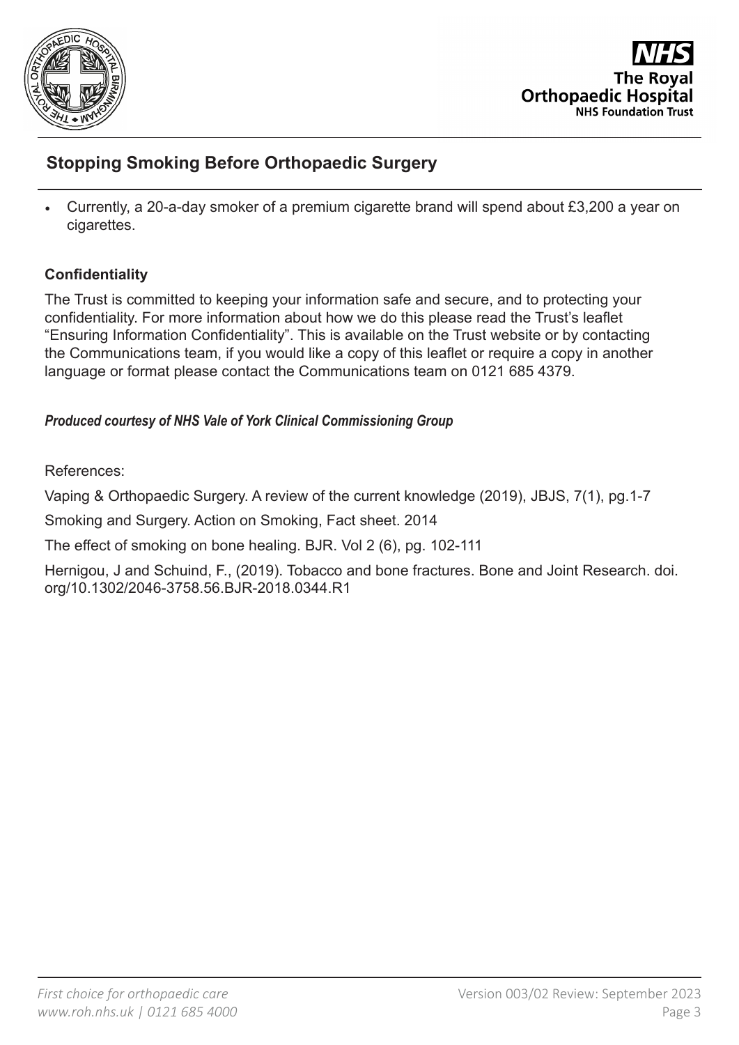- Currently, a 20-a-day smoker of a premium cigarette brand will spend about £3,200 a year on cigarettes.

### Confidentiality

The Trust is committed to keeping your information safe and secure, and to protecting your confidentiality. For more information about how we do this please read the Trust's leaflet "Ensuring Information Confidentiality". This is available on the Trust website or by contacting the Communications team, if you would like a copy of this leaflet or require a copy in another language or format please contact the Communications team on 0121 685 4379.

***Produced courtesy of NHS Vale of York Clinical Commissioning Group***

References:

Vaping & Orthopaedic Surgery. A review of the current knowledge (2019), JBJS, 7(1), pg.1-7

Smoking and Surgery. Action on Smoking, Fact sheet. 2014

The effect of smoking on bone healing. BJR. Vol 2 (6), pg. 102-111

Hernigou, J and Schuind, F., (2019). Tobacco and bone fractures. Bone and Joint Research. doi.org/10.1302/2046-3758.56.BJR-2018.0344.R1